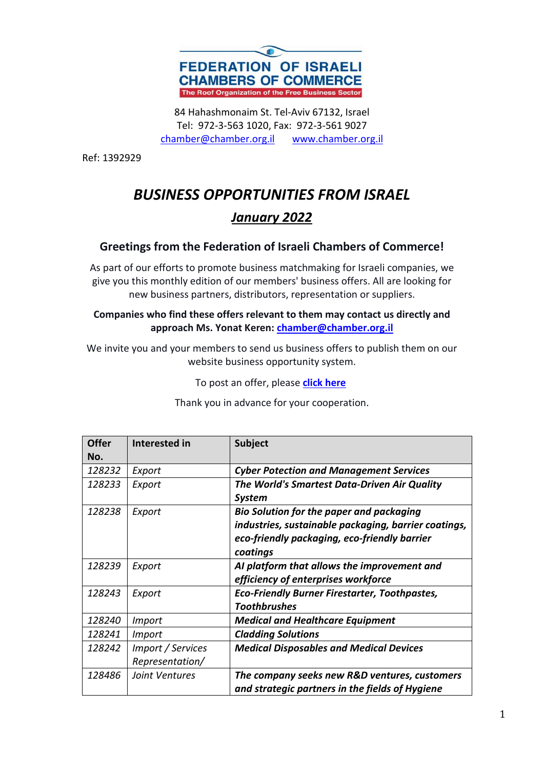FEDERATION OF ISRAELI CHAMBERS OF COMMERCE

The Roof Organization of the Free Business Sector

84 Hahashmonaim St. Tel-Aviv 67132, Israel
Tel: 972-3-563 1020, Fax: 972-3-561 9027
chamber@chamber.org.il www.chamber.org.il

Ref: 1392929

# *BUSINESS OPPORTUNITIES FROM ISRAEL*

## *January 2022*

### Greetings from the Federation of Israeli Chambers of Commerce!

As part of our efforts to promote business matchmaking for Israeli companies, we give you this monthly edition of our members' business offers. All are looking for new business partners, distributors, representation or suppliers.

**Companies who find these offers relevant to them may contact us directly and approach Ms. Yonat Keren: chamber@chamber.org.il**

We invite you and your members to send us business offers to publish them on our website business opportunity system.

To post an offer, please **click here**

Thank you in advance for your cooperation.

| Offer No. | Interested in | Subject |
|---|---|---|
| *128232* | *Export* | ***Cyber Potection and Management Services*** |
| *128233* | *Export* | ***The World's Smartest Data-Driven Air Quality System*** |
| *128238* | *Export* | ***Bio Solution for the paper and packaging industries, sustainable packaging, barrier coatings, eco-friendly packaging, eco-friendly barrier coatings*** |
| *128239* | *Export* | ***AI platform that allows the improvement and efficiency of enterprises workforce*** |
| *128243* | *Export* | ***Eco-Friendly Burner Firestarter, Toothpastes, Toothbrushes*** |
| *128240* | *Import* | ***Medical and Healthcare Equipment*** |
| *128241* | *Import* | ***Cladding Solutions*** |
| *128242* | *Import / Services Representation/* | ***Medical Disposables and Medical Devices*** |
| *128486* | *Joint Ventures* | ***The company seeks new R&D ventures, customers and strategic partners in the fields of Hygiene*** |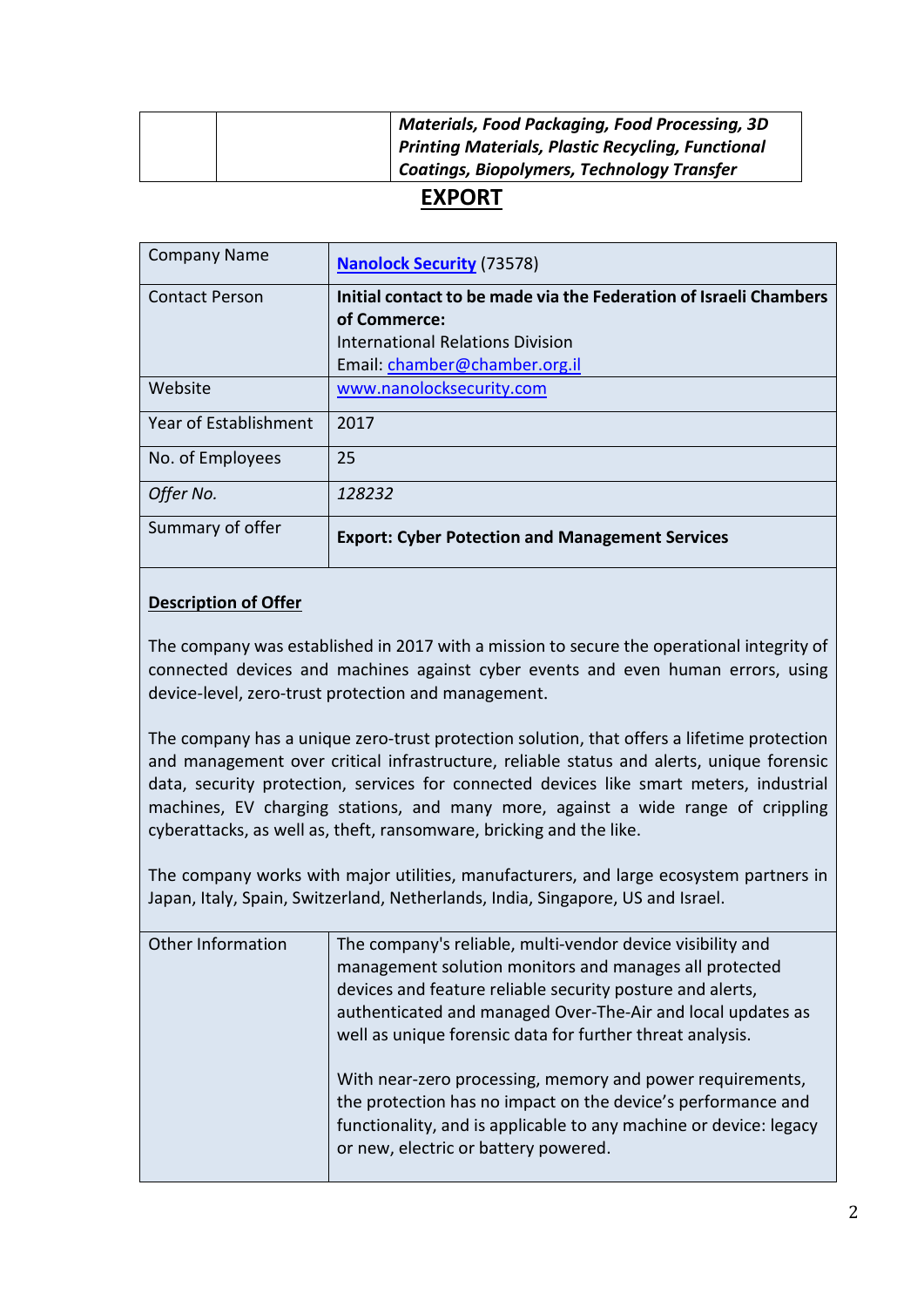| | | |
|---|---|---|
| | | ***Materials, Food Packaging, Food Processing, 3D Printing Materials, Plastic Recycling, Functional Coatings, Biopolymers, Technology Transfer*** |

## EXPORT

| | |
|---|---|
| Company Name | **Nanolock Security** (73578) |
| Contact Person | **Initial contact to be made via the Federation of Israeli Chambers of Commerce:**<br>International Relations Division<br>Email: chamber@chamber.org.il |
| Website | www.nanolocksecurity.com |
| Year of Establishment | 2017 |
| No. of Employees | 25 |
| *Offer No.* | *128232* |
| Summary of offer | **Export: Cyber Potection and Management Services** |

**Description of Offer**

The company was established in 2017 with a mission to secure the operational integrity of connected devices and machines against cyber events and even human errors, using device-level, zero-trust protection and management.

The company has a unique zero-trust protection solution, that offers a lifetime protection and management over critical infrastructure, reliable status and alerts, unique forensic data, security protection, services for connected devices like smart meters, industrial machines, EV charging stations, and many more, against a wide range of crippling cyberattacks, as well as, theft, ransomware, bricking and the like.

The company works with major utilities, manufacturers, and large ecosystem partners in Japan, Italy, Spain, Switzerland, Netherlands, India, Singapore, US and Israel.

| | |
|---|---|
| Other Information | The company's reliable, multi-vendor device visibility and management solution monitors and manages all protected devices and feature reliable security posture and alerts, authenticated and managed Over-The-Air and local updates as well as unique forensic data for further threat analysis.<br><br>With near-zero processing, memory and power requirements, the protection has no impact on the device's performance and functionality, and is applicable to any machine or device: legacy or new, electric or battery powered. |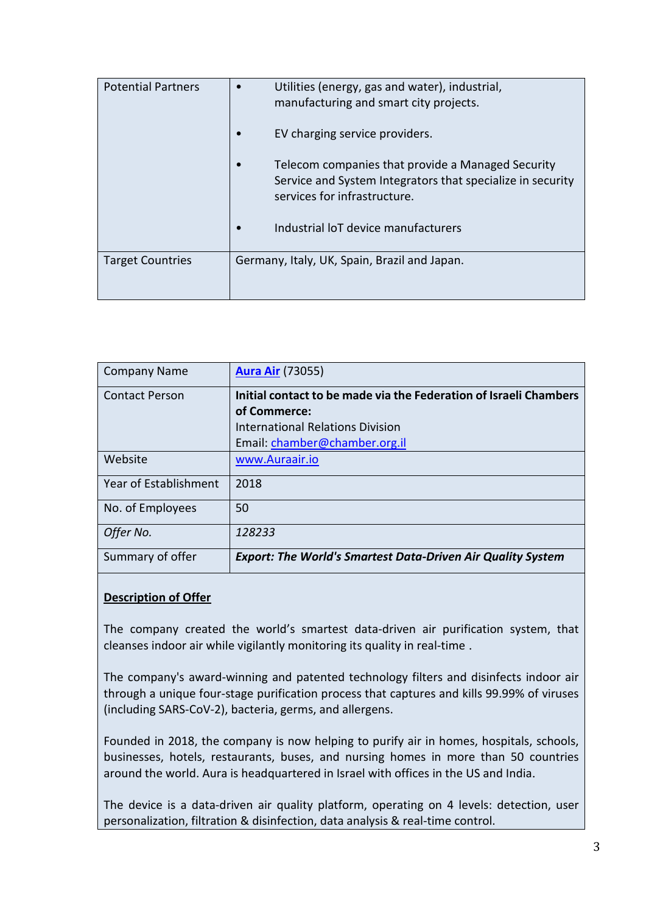| | |
|---|---|
| Potential Partners | • Utilities (energy, gas and water), industrial, manufacturing and smart city projects.<br><br>• EV charging service providers.<br><br>• Telecom companies that provide a Managed Security Service and System Integrators that specialize in security services for infrastructure.<br><br>• Industrial loT device manufacturers |
| Target Countries | Germany, Italy, UK, Spain, Brazil and Japan. |

| | |
|---|---|
| Company Name | **Aura Air** (73055) |
| Contact Person | **Initial contact to be made via the Federation of Israeli Chambers of Commerce:**<br>International Relations Division<br>Email: chamber@chamber.org.il |
| Website | www.Auraair.io |
| Year of Establishment | 2018 |
| No. of Employees | 50 |
| *Offer No.* | *128233* |
| Summary of offer | ***Export: The World's Smartest Data-Driven Air Quality System*** |

**Description of Offer**

The company created the world's smartest data-driven air purification system, that cleanses indoor air while vigilantly monitoring its quality in real-time .

The company's award-winning and patented technology filters and disinfects indoor air through a unique four-stage purification process that captures and kills 99.99% of viruses (including SARS-CoV-2), bacteria, germs, and allergens.

Founded in 2018, the company is now helping to purify air in homes, hospitals, schools, businesses, hotels, restaurants, buses, and nursing homes in more than 50 countries around the world. Aura is headquartered in Israel with offices in the US and India.

The device is a data-driven air quality platform, operating on 4 levels: detection, user personalization, filtration & disinfection, data analysis & real-time control.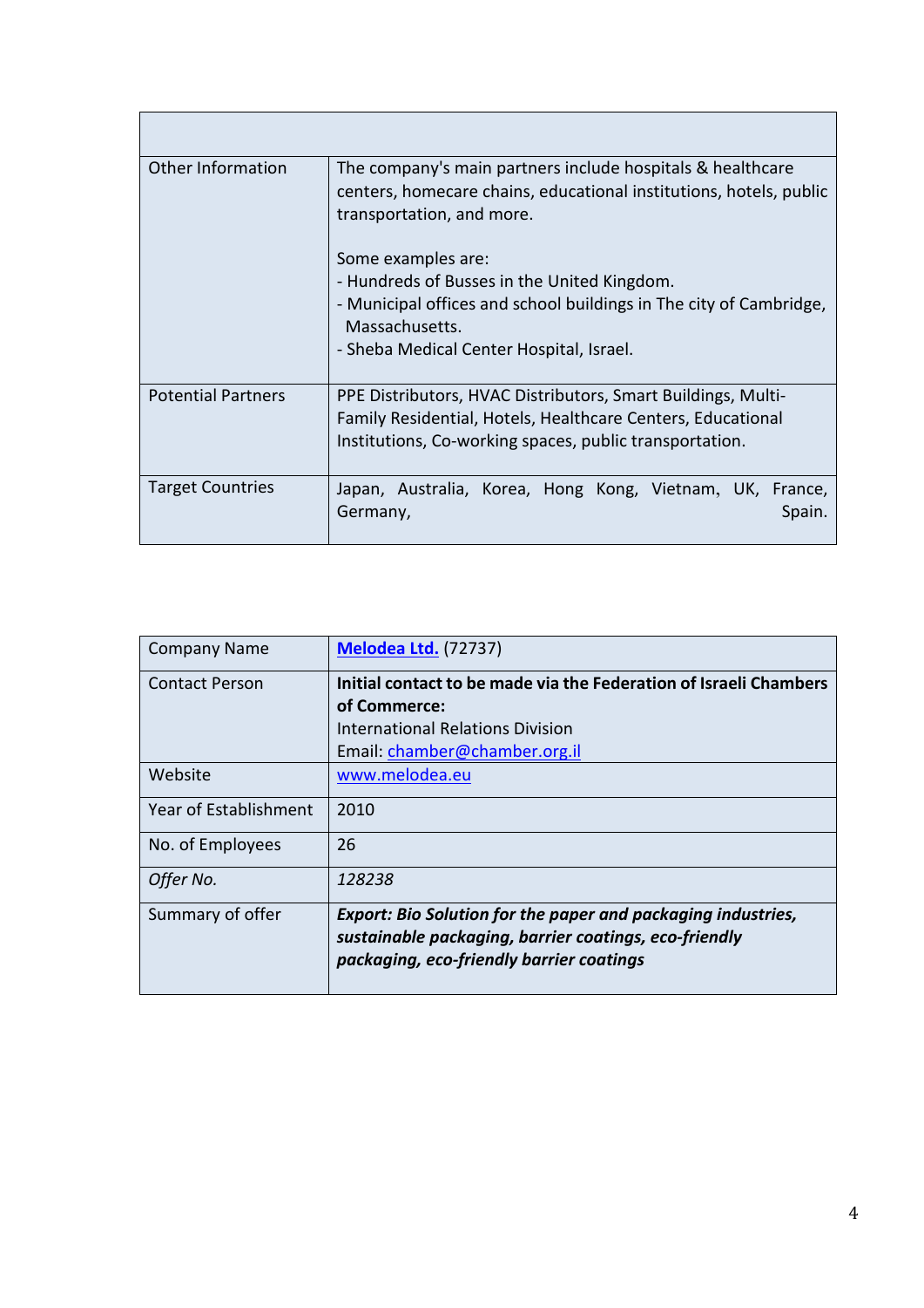| | |
|---|---|
| Other Information | The company's main partners include hospitals & healthcare centers, homecare chains, educational institutions, hotels, public transportation, and more.<br><br>Some examples are:<br>- Hundreds of Busses in the United Kingdom.<br>- Municipal offices and school buildings in The city of Cambridge, Massachusetts.<br>- Sheba Medical Center Hospital, Israel. |
| Potential Partners | PPE Distributors, HVAC Distributors, Smart Buildings, Multi-Family Residential, Hotels, Healthcare Centers, Educational Institutions, Co-working spaces, public transportation. |
| Target Countries | Japan, Australia, Korea, Hong Kong, Vietnam, UK, France, Germany, Spain. |

| | |
|---|---|
| Company Name | **Melodea Ltd.** (72737) |
| Contact Person | **Initial contact to be made via the Federation of Israeli Chambers of Commerce:**<br>International Relations Division<br>Email: chamber@chamber.org.il |
| Website | www.melodea.eu |
| Year of Establishment | 2010 |
| No. of Employees | 26 |
| *Offer No.* | *128238* |
| Summary of offer | ***Export: Bio Solution for the paper and packaging industries, sustainable packaging, barrier coatings, eco-friendly packaging, eco-friendly barrier coatings*** |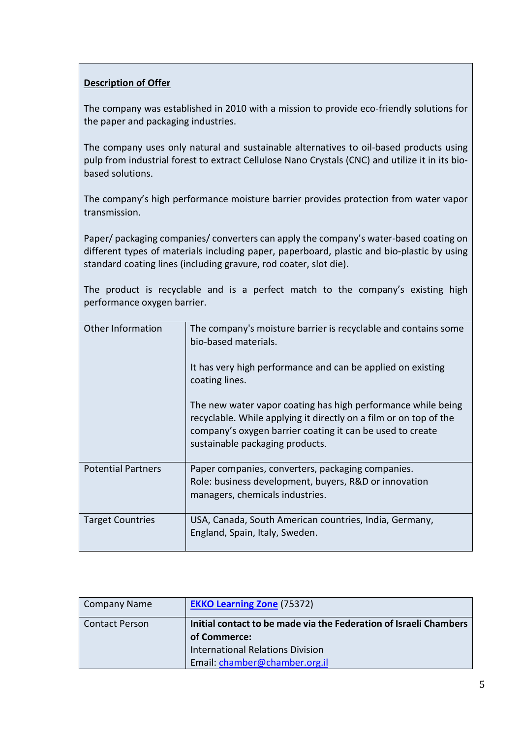**Description of Offer**

The company was established in 2010 with a mission to provide eco-friendly solutions for the paper and packaging industries.

The company uses only natural and sustainable alternatives to oil-based products using pulp from industrial forest to extract Cellulose Nano Crystals (CNC) and utilize it in its bio-based solutions.

The company's high performance moisture barrier provides protection from water vapor transmission.

Paper/ packaging companies/ converters can apply the company's water-based coating on different types of materials including paper, paperboard, plastic and bio-plastic by using standard coating lines (including gravure, rod coater, slot die).

The product is recyclable and is a perfect match to the company's existing high performance oxygen barrier.

| | |
|---|---|
| Other Information | The company's moisture barrier is recyclable and contains some bio-based materials.<br><br>It has very high performance and can be applied on existing coating lines.<br><br>The new water vapor coating has high performance while being recyclable. While applying it directly on a film or on top of the company's oxygen barrier coating it can be used to create sustainable packaging products. |
| Potential Partners | Paper companies, converters, packaging companies.<br>Role: business development, buyers, R&D or innovation managers, chemicals industries. |
| Target Countries | USA, Canada, South American countries, India, Germany, England, Spain, Italy, Sweden. |

| | |
|---|---|
| Company Name | **EKKO Learning Zone** (75372) |
| Contact Person | **Initial contact to be made via the Federation of Israeli Chambers of Commerce:**<br>International Relations Division<br>Email: chamber@chamber.org.il |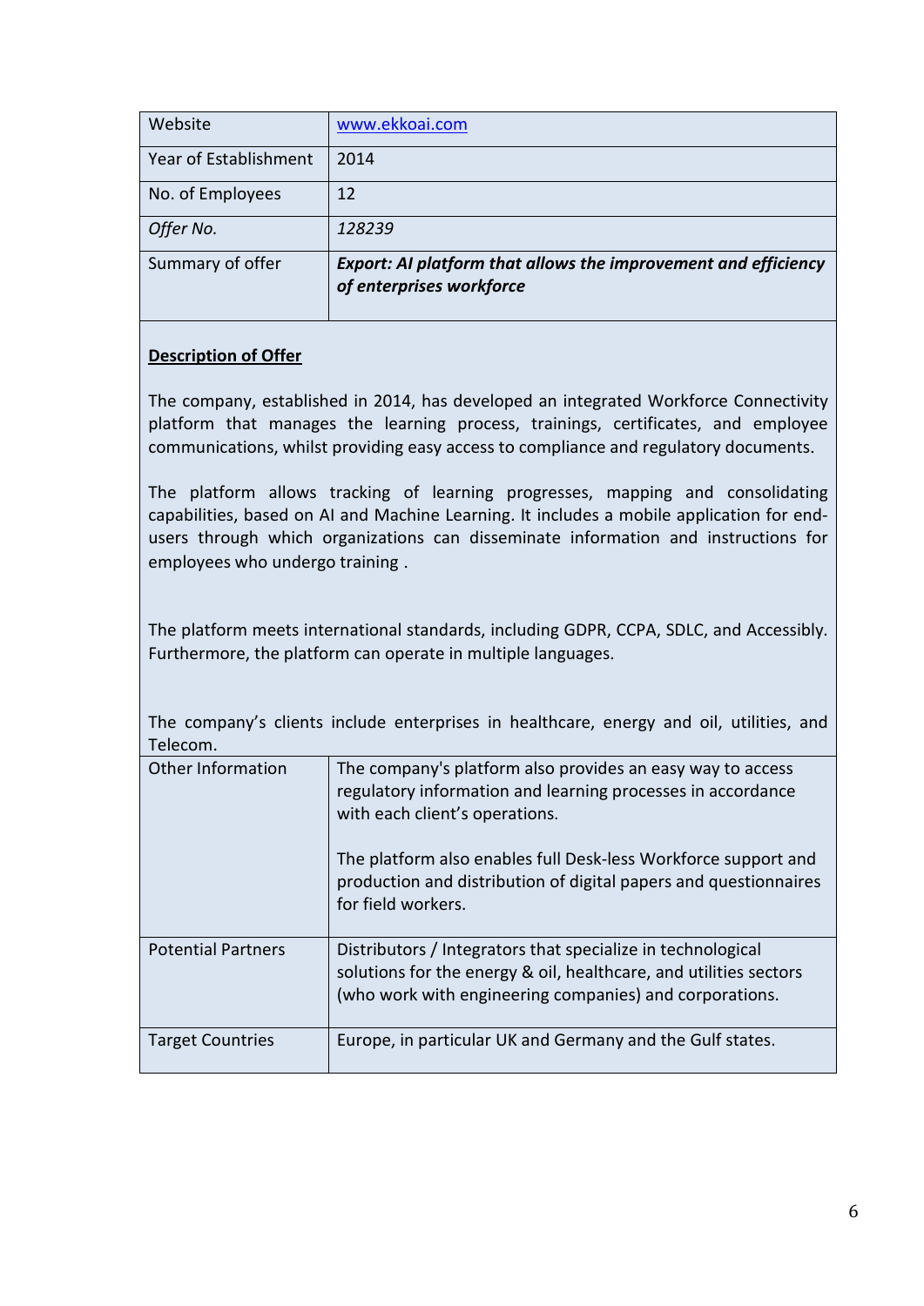| | |
|---|---|
| Website | www.ekkoai.com |
| Year of Establishment | 2014 |
| No. of Employees | 12 |
| *Offer No.* | *128239* |
| Summary of offer | ***Export: AI platform that allows the improvement and efficiency of enterprises workforce*** |

**Description of Offer**

The company, established in 2014, has developed an integrated Workforce Connectivity platform that manages the learning process, trainings, certificates, and employee communications, whilst providing easy access to compliance and regulatory documents.

The platform allows tracking of learning progresses, mapping and consolidating capabilities, based on AI and Machine Learning. It includes a mobile application for end-users through which organizations can disseminate information and instructions for employees who undergo training .

The platform meets international standards, including GDPR, CCPA, SDLC, and Accessibly. Furthermore, the platform can operate in multiple languages.

The company's clients include enterprises in healthcare, energy and oil, utilities, and Telecom.

| | |
|---|---|
| Other Information | The company's platform also provides an easy way to access regulatory information and learning processes in accordance with each client's operations.<br><br>The platform also enables full Desk-less Workforce support and production and distribution of digital papers and questionnaires for field workers. |
| Potential Partners | Distributors / Integrators that specialize in technological solutions for the energy & oil, healthcare, and utilities sectors (who work with engineering companies) and corporations. |
| Target Countries | Europe, in particular UK and Germany and the Gulf states. |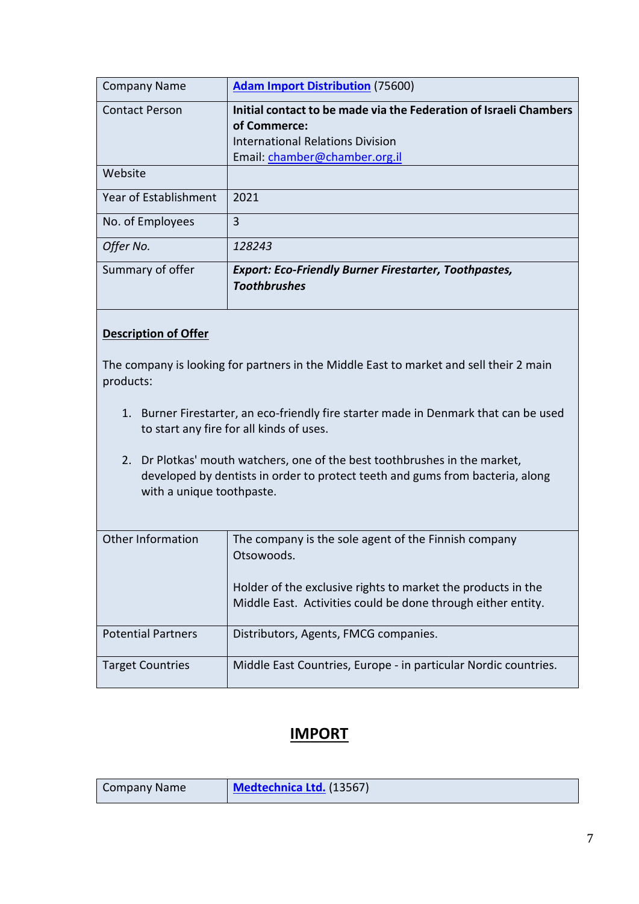| | |
|---|---|
| Company Name | **Adam Import Distribution** (75600) |
| Contact Person | **Initial contact to be made via the Federation of Israeli Chambers of Commerce:**<br>International Relations Division<br>Email: chamber@chamber.org.il |
| Website | |
| Year of Establishment | 2021 |
| No. of Employees | 3 |
| *Offer No.* | *128243* |
| Summary of offer | ***Export: Eco-Friendly Burner Firestarter, Toothpastes, Toothbrushes*** |

**Description of Offer**

The company is looking for partners in the Middle East to market and sell their 2 main products:

1. Burner Firestarter, an eco-friendly fire starter made in Denmark that can be used to start any fire for all kinds of uses.

2. Dr Plotkas' mouth watchers, one of the best toothbrushes in the market, developed by dentists in order to protect teeth and gums from bacteria, along with a unique toothpaste.

| | |
|---|---|
| Other Information | The company is the sole agent of the Finnish company Otsowoods.<br><br>Holder of the exclusive rights to market the products in the Middle East. Activities could be done through either entity. |
| Potential Partners | Distributors, Agents, FMCG companies. |
| Target Countries | Middle East Countries, Europe - in particular Nordic countries. |

# IMPORT

| | |
|---|---|
| Company Name | **Medtechnica Ltd.** (13567) |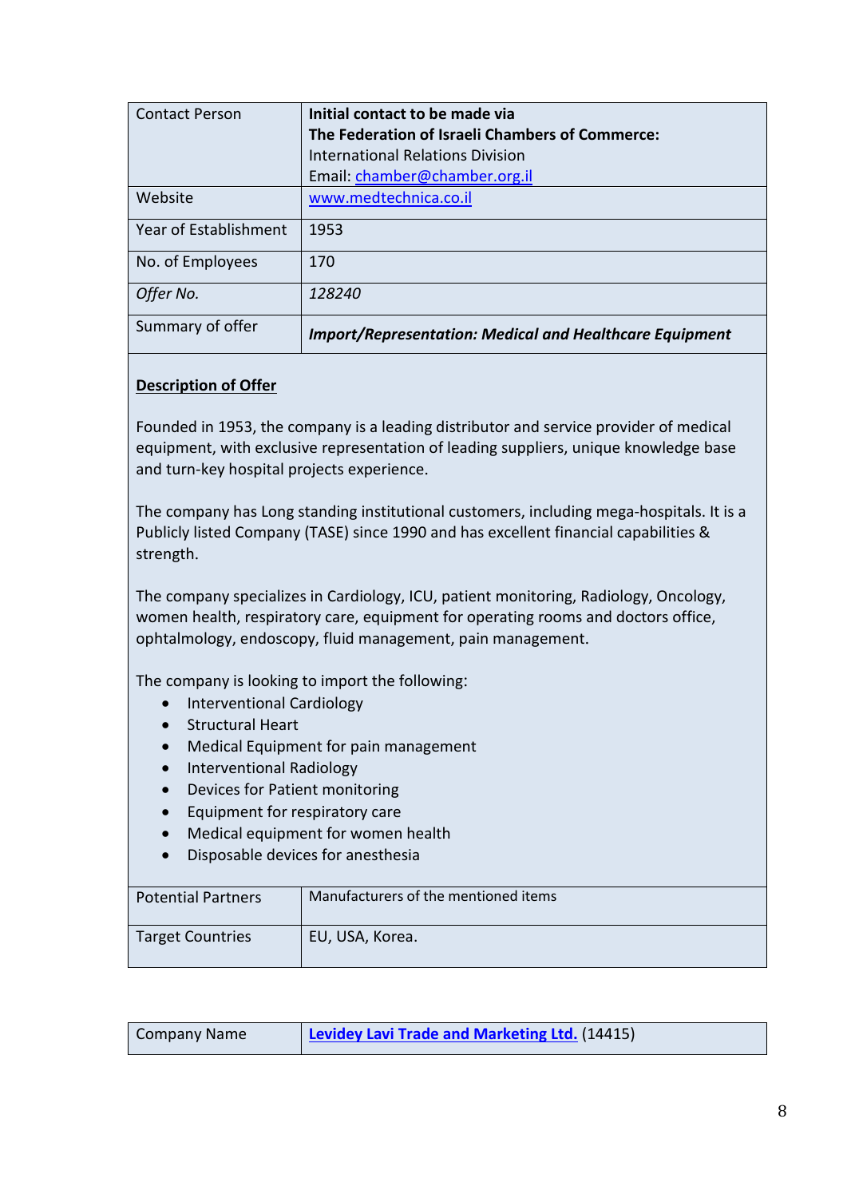| | |
|---|---|
| Contact Person | **Initial contact to be made via**<br>**The Federation of Israeli Chambers of Commerce:**<br>International Relations Division<br>Email: chamber@chamber.org.il |
| Website | www.medtechnica.co.il |
| Year of Establishment | 1953 |
| No. of Employees | 170 |
| *Offer No.* | *128240* |
| Summary of offer | ***Import/Representation: Medical and Healthcare Equipment*** |

**Description of Offer**

Founded in 1953, the company is a leading distributor and service provider of medical equipment, with exclusive representation of leading suppliers, unique knowledge base and turn-key hospital projects experience.

The company has Long standing institutional customers, including mega-hospitals. It is a Publicly listed Company (TASE) since 1990 and has excellent financial capabilities & strength.

The company specializes in Cardiology, ICU, patient monitoring, Radiology, Oncology, women health, respiratory care, equipment for operating rooms and doctors office, ophtalmology, endoscopy, fluid management, pain management.

The company is looking to import the following:

- Interventional Cardiology
- Structural Heart
- Medical Equipment for pain management
- Interventional Radiology
- Devices for Patient monitoring
- Equipment for respiratory care
- Medical equipment for women health
- Disposable devices for anesthesia

| | |
|---|---|
| Potential Partners | Manufacturers of the mentioned items |
| Target Countries | EU, USA, Korea. |

| | |
|---|---|
| Company Name | **Levidey Lavi Trade and Marketing Ltd.** (14415) |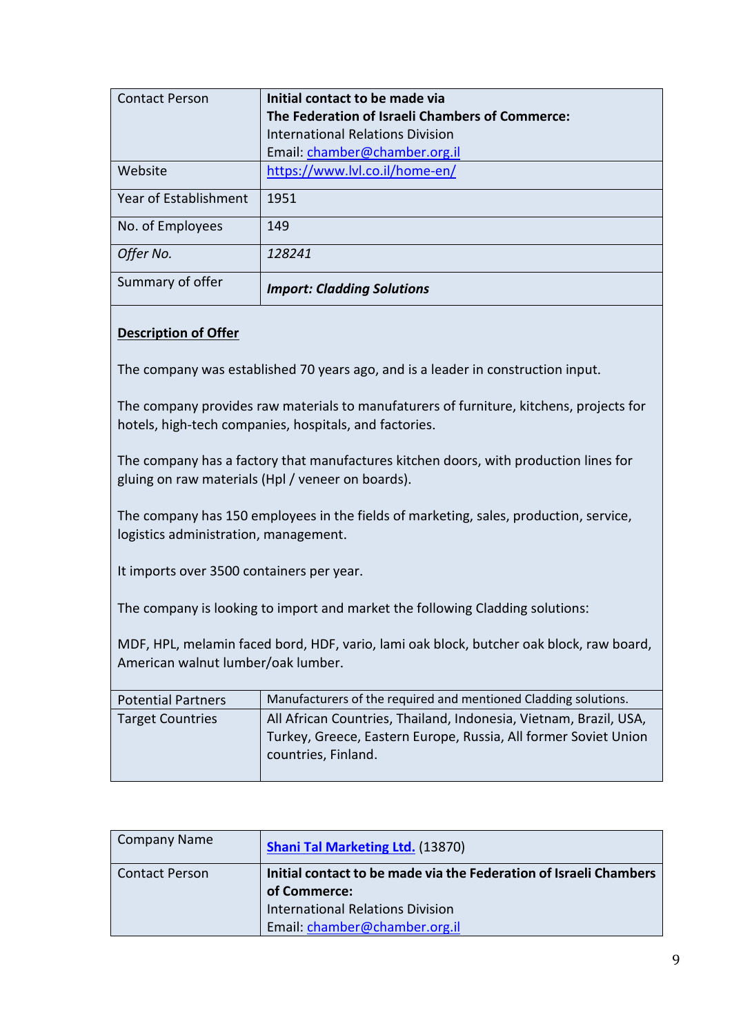| | |
|---|---|
| Contact Person | **Initial contact to be made via The Federation of Israeli Chambers of Commerce:** International Relations Division Email: chamber@chamber.org.il |
| Website | https://www.lvl.co.il/home-en/ |
| Year of Establishment | 1951 |
| No. of Employees | 149 |
| *Offer No.* | *128241* |
| Summary of offer | ***Import: Cladding Solutions*** |

**Description of Offer**

The company was established 70 years ago, and is a leader in construction input.

The company provides raw materials to manufaturers of furniture, kitchens, projects for hotels, high-tech companies, hospitals, and factories.

The company has a factory that manufactures kitchen doors, with production lines for gluing on raw materials (Hpl / veneer on boards).

The company has 150 employees in the fields of marketing, sales, production, service, logistics administration, management.

It imports over 3500 containers per year.

The company is looking to import and market the following Cladding solutions:

MDF, HPL, melamin faced bord, HDF, vario, lami oak block, butcher oak block, raw board, American walnut lumber/oak lumber.

| | |
|---|---|
| Potential Partners | Manufacturers of the required and mentioned Cladding solutions. |
| Target Countries | All African Countries, Thailand, Indonesia, Vietnam, Brazil, USA, Turkey, Greece, Eastern Europe, Russia, All former Soviet Union countries, Finland. |

| | |
|---|---|
| Company Name | **Shani Tal Marketing Ltd.** (13870) |
| Contact Person | **Initial contact to be made via the Federation of Israeli Chambers of Commerce:** International Relations Division Email: chamber@chamber.org.il |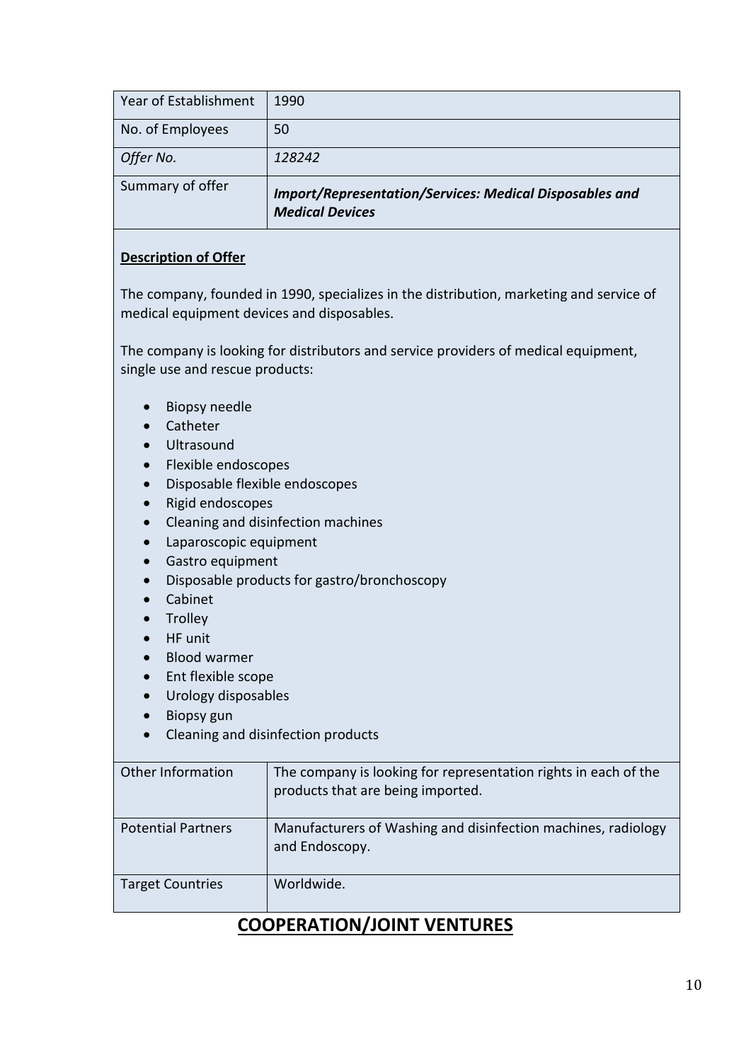| | |
|---|---|
| Year of Establishment | 1990 |
| No. of Employees | 50 |
| *Offer No.* | *128242* |
| Summary of offer | ***Import/Representation/Services: Medical Disposables and Medical Devices*** |

**Description of Offer**

The company, founded in 1990, specializes in the distribution, marketing and service of medical equipment devices and disposables.

The company is looking for distributors and service providers of medical equipment, single use and rescue products:

- Biopsy needle
- Catheter
- Ultrasound
- Flexible endoscopes
- Disposable flexible endoscopes
- Rigid endoscopes
- Cleaning and disinfection machines
- Laparoscopic equipment
- Gastro equipment
- Disposable products for gastro/bronchoscopy
- Cabinet
- Trolley
- HF unit
- Blood warmer
- Ent flexible scope
- Urology disposables
- Biopsy gun
- Cleaning and disinfection products

| | |
|---|---|
| Other Information | The company is looking for representation rights in each of the products that are being imported. |
| Potential Partners | Manufacturers of Washing and disinfection machines, radiology and Endoscopy. |
| Target Countries | Worldwide. |

## COOPERATION/JOINT VENTURES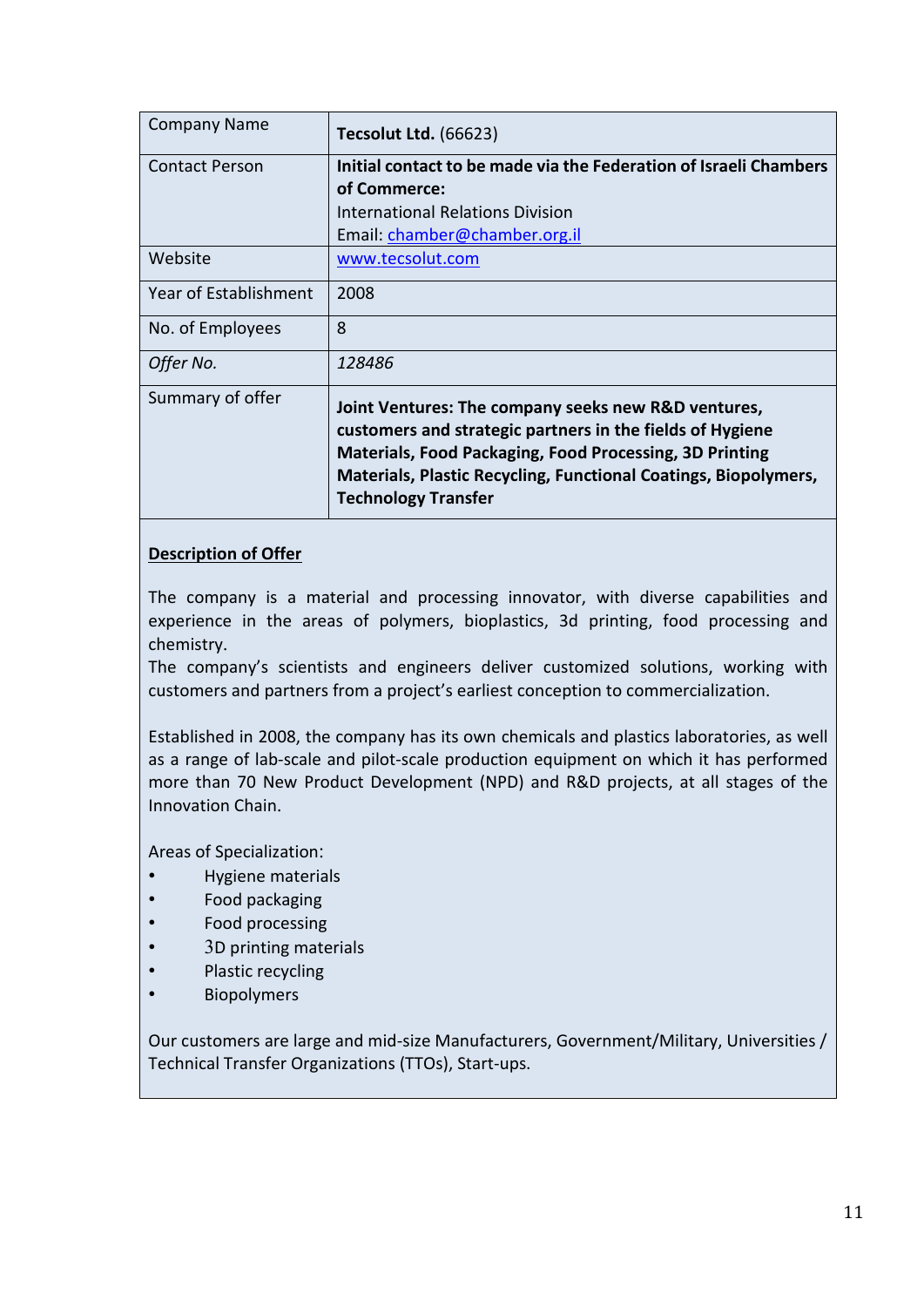| | |
|---|---|
| Company Name | **Tecsolut Ltd.** (66623) |
| Contact Person | **Initial contact to be made via the Federation of Israeli Chambers of Commerce:**<br>International Relations Division<br>Email: chamber@chamber.org.il |
| Website | www.tecsolut.com |
| Year of Establishment | 2008 |
| No. of Employees | 8 |
| *Offer No.* | *128486* |
| Summary of offer | **Joint Ventures: The company seeks new R&D ventures, customers and strategic partners in the fields of Hygiene Materials, Food Packaging, Food Processing, 3D Printing Materials, Plastic Recycling, Functional Coatings, Biopolymers, Technology Transfer** |

**Description of Offer**

The company is a material and processing innovator, with diverse capabilities and experience in the areas of polymers, bioplastics, 3d printing, food processing and chemistry.
The company's scientists and engineers deliver customized solutions, working with customers and partners from a project's earliest conception to commercialization.

Established in 2008, the company has its own chemicals and plastics laboratories, as well as a range of lab-scale and pilot-scale production equipment on which it has performed more than 70 New Product Development (NPD) and R&D projects, at all stages of the Innovation Chain.

Areas of Specialization:

- Hygiene materials
- Food packaging
- Food processing
- 3D printing materials
- Plastic recycling
- Biopolymers

Our customers are large and mid-size Manufacturers, Government/Military, Universities / Technical Transfer Organizations (TTOs), Start-ups.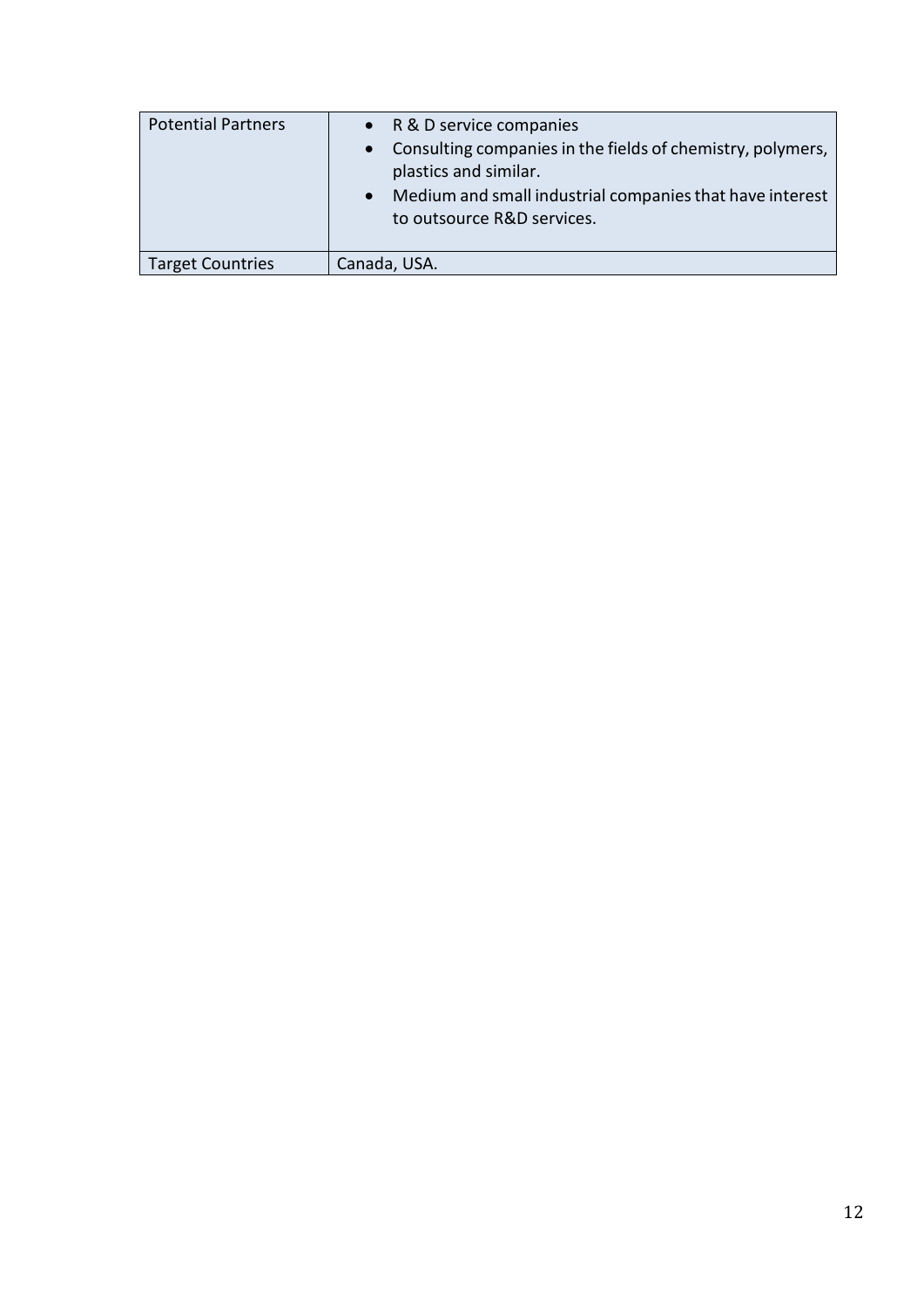| | |
|---|---|
| Potential Partners | • R & D service companies<br>• Consulting companies in the fields of chemistry, polymers, plastics and similar.<br>• Medium and small industrial companies that have interest to outsource R&D services. |
| Target Countries | Canada, USA. |